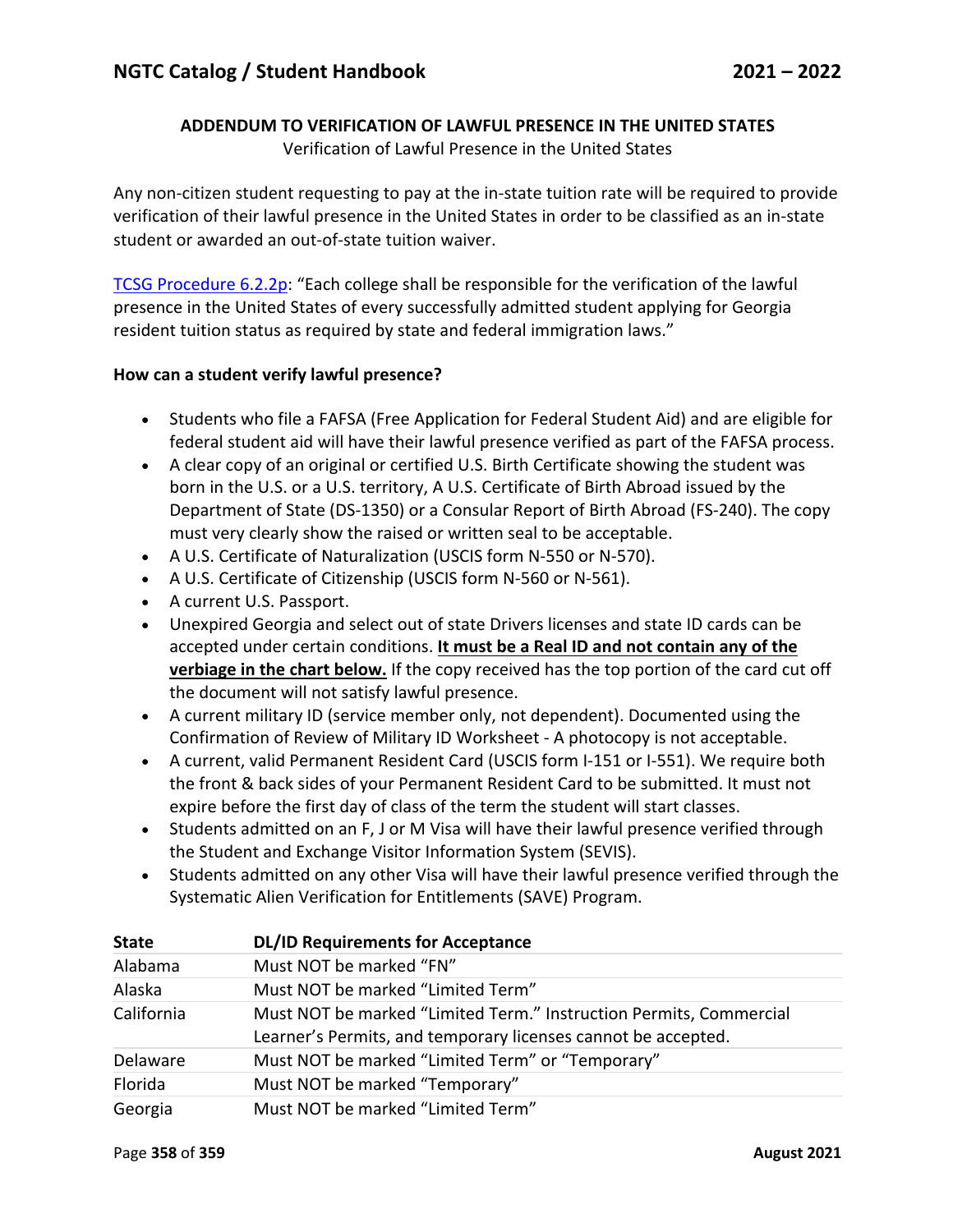**ADDENDUM TO VERIFICATION OF LAWFUL PRESENCE IN THE UNITED STATES**

Verification of Lawful Presence in the United States

Any non-citizen student requesting to pay at the in-state tuition rate will be required to provide verification of their lawful presence in the United States in order to be classified as an in-state student or awarded an out-of-state tuition waiver.

TCSG Procedure 6.2.2p: "Each college shall be responsible for the verification of the lawful presence in the United States of every successfully admitted student applying for Georgia resident tuition status as required by state and federal immigration laws."

**How can a student verify lawful presence?**

- Students who file a FAFSA (Free Application for Federal Student Aid) and are eligible for federal student aid will have their lawful presence verified as part of the FAFSA process.
- A clear copy of an original or certified U.S. Birth Certificate showing the student was born in the U.S. or a U.S. territory, A U.S. Certificate of Birth Abroad issued by the Department of State (DS-1350) or a Consular Report of Birth Abroad (FS-240). The copy must very clearly show the raised or written seal to be acceptable.
- A U.S. Certificate of Naturalization (USCIS form N-550 or N-570).
- A U.S. Certificate of Citizenship (USCIS form N-560 or N-561).
- A current U.S. Passport.
- Unexpired Georgia and select out of state Drivers licenses and state ID cards can be accepted under certain conditions. **<u>It must be a Real ID and not contain any of the verbiage in the chart below.</u>** If the copy received has the top portion of the card cut off the document will not satisfy lawful presence.
- A current military ID (service member only, not dependent). Documented using the Confirmation of Review of Military ID Worksheet - A photocopy is not acceptable.
- A current, valid Permanent Resident Card (USCIS form I-151 or I-551). We require both the front & back sides of your Permanent Resident Card to be submitted. It must not expire before the first day of class of the term the student will start classes.
- Students admitted on an F, J or M Visa will have their lawful presence verified through the Student and Exchange Visitor Information System (SEVIS).
- Students admitted on any other Visa will have their lawful presence verified through the Systematic Alien Verification for Entitlements (SAVE) Program.

| State | DL/ID Requirements for Acceptance |
|---|---|
| Alabama | Must NOT be marked "FN" |
| Alaska | Must NOT be marked "Limited Term" |
| California | Must NOT be marked "Limited Term." Instruction Permits, Commercial Learner's Permits, and temporary licenses cannot be accepted. |
| Delaware | Must NOT be marked "Limited Term" or "Temporary" |
| Florida | Must NOT be marked "Temporary" |
| Georgia | Must NOT be marked "Limited Term" |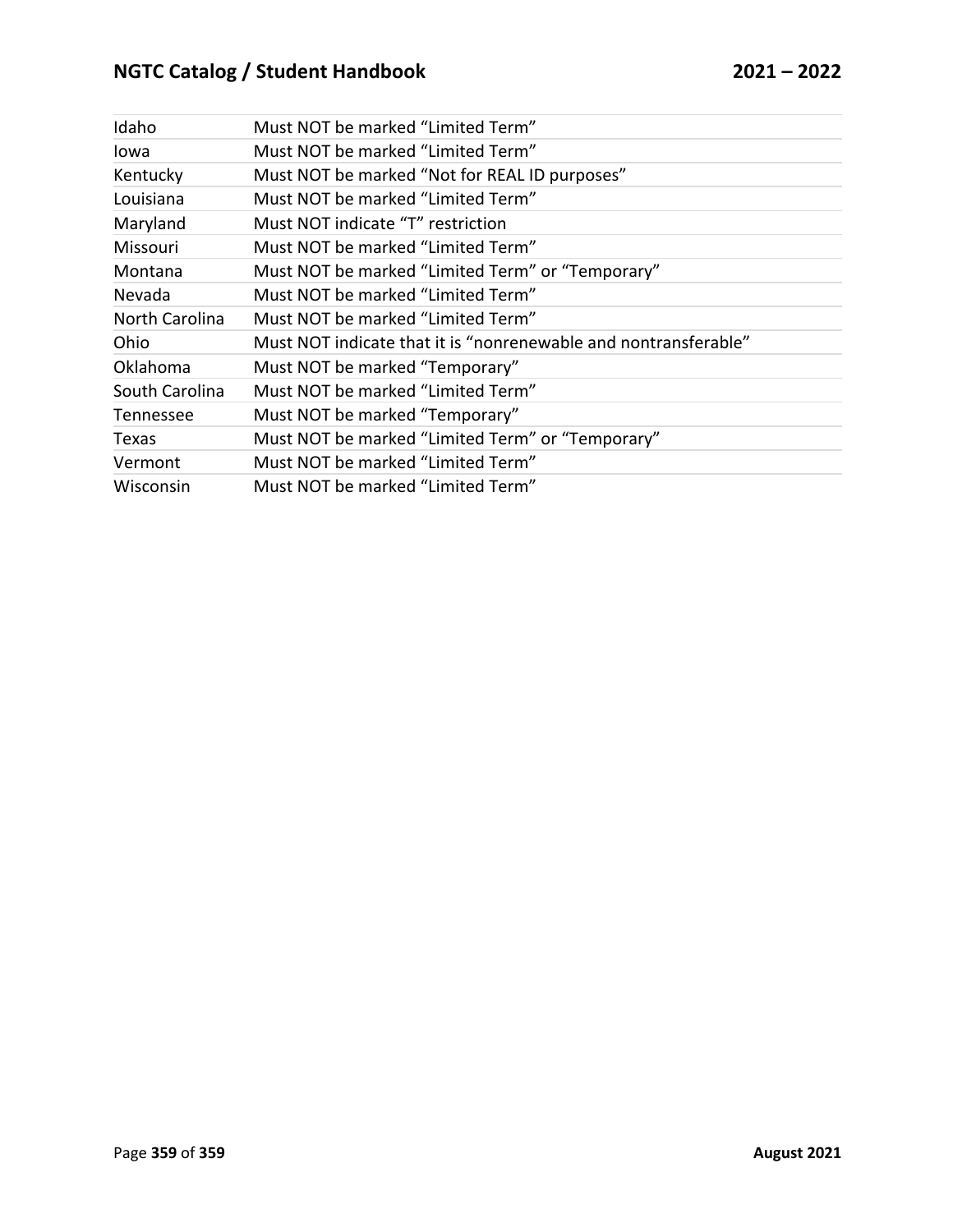| | |
|---|---|
| Idaho | Must NOT be marked "Limited Term" |
| Iowa | Must NOT be marked "Limited Term" |
| Kentucky | Must NOT be marked "Not for REAL ID purposes" |
| Louisiana | Must NOT be marked "Limited Term" |
| Maryland | Must NOT indicate "T" restriction |
| Missouri | Must NOT be marked "Limited Term" |
| Montana | Must NOT be marked "Limited Term" or "Temporary" |
| Nevada | Must NOT be marked "Limited Term" |
| North Carolina | Must NOT be marked "Limited Term" |
| Ohio | Must NOT indicate that it is "nonrenewable and nontransferable" |
| Oklahoma | Must NOT be marked "Temporary" |
| South Carolina | Must NOT be marked "Limited Term" |
| Tennessee | Must NOT be marked "Temporary" |
| Texas | Must NOT be marked "Limited Term" or "Temporary" |
| Vermont | Must NOT be marked "Limited Term" |
| Wisconsin | Must NOT be marked "Limited Term" |